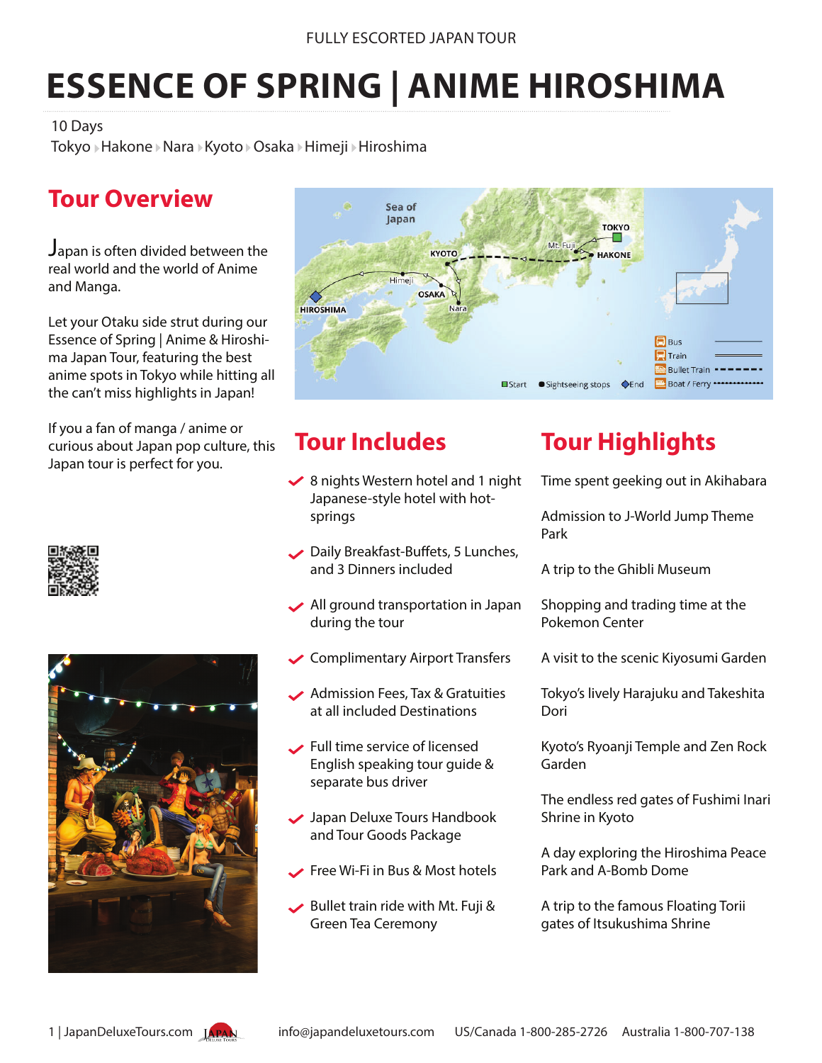FULLY ESCORTED JAPAN TOUR

# ESSENCE OF SPRING | ANIME HIROSHIMA

10 Days

Tokyo ▸ Hakone ▸ Nara ▸ Kyoto ▸ Osaka ▸ Himeji ▸ Hiroshima

## Tour Overview

Japan is often divided between the real world and the world of Anime and Manga.

Let your Otaku side strut during our Essence of Spring | Anime & Hiroshima Japan Tour, featuring the best anime spots in Tokyo while hitting all the can't miss highlights in Japan!

If you a fan of manga / anime or curious about Japan pop culture, this Japan tour is perfect for you.

## Tour Includes

- 8 nights Western hotel and 1 night Japanese-style hotel with hot-springs
- Daily Breakfast-Buffets, 5 Lunches, and 3 Dinners included
- All ground transportation in Japan during the tour
- Complimentary Airport Transfers
- Admission Fees, Tax & Gratuities at all included Destinations
- Full time service of licensed English speaking tour guide & separate bus driver
- Japan Deluxe Tours Handbook and Tour Goods Package
- Free Wi-Fi in Bus & Most hotels
- Bullet train ride with Mt. Fuji & Green Tea Ceremony

## Tour Highlights

- Time spent geeking out in Akihabara
- Admission to J-World Jump Theme Park
- A trip to the Ghibli Museum
- Shopping and trading time at the Pokemon Center
- A visit to the scenic Kiyosumi Garden
- Tokyo's lively Harajuku and Takeshita Dori
- Kyoto's Ryoanji Temple and Zen Rock Garden
- The endless red gates of Fushimi Inari Shrine in Kyoto
- A day exploring the Hiroshima Peace Park and A-Bomb Dome
- A trip to the famous Floating Torii gates of Itsukushima Shrine

JapanDeluxeTours.com info@japandeluxetours.com US/Canada 1-800-285-2726 Australia 1-800-707-138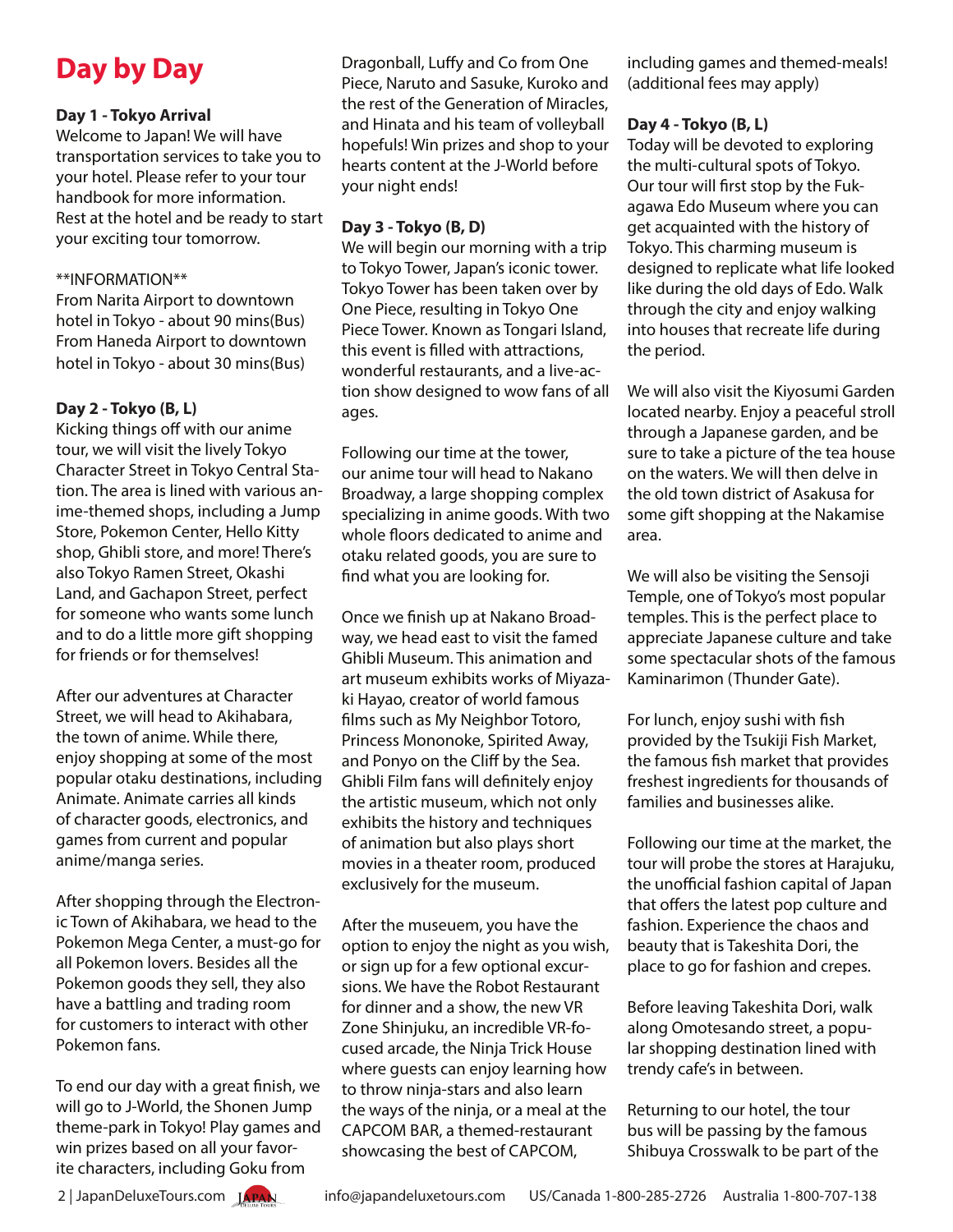# Day by Day

**Day 1 - Tokyo Arrival**
Welcome to Japan! We will have transportation services to take you to your hotel. Please refer to your tour handbook for more information. Rest at the hotel and be ready to start your exciting tour tomorrow.

**INFORMATION**
From Narita Airport to downtown hotel in Tokyo - about 90 mins(Bus)
From Haneda Airport to downtown hotel in Tokyo - about 30 mins(Bus)

**Day 2 - Tokyo (B, L)**
Kicking things off with our anime tour, we will visit the lively Tokyo Character Street in Tokyo Central Station. The area is lined with various anime-themed shops, including a Jump Store, Pokemon Center, Hello Kitty shop, Ghibli store, and more! There's also Tokyo Ramen Street, Okashi Land, and Gachapon Street, perfect for someone who wants some lunch and to do a little more gift shopping for friends or for themselves!

After our adventures at Character Street, we will head to Akihabara, the town of anime. While there, enjoy shopping at some of the most popular otaku destinations, including Animate. Animate carries all kinds of character goods, electronics, and games from current and popular anime/manga series.

After shopping through the Electronic Town of Akihabara, we head to the Pokemon Mega Center, a must-go for all Pokemon lovers. Besides all the Pokemon goods they sell, they also have a battling and trading room for customers to interact with other Pokemon fans.

To end our day with a great finish, we will go to J-World, the Shonen Jump theme-park in Tokyo! Play games and win prizes based on all your favorite characters, including Goku from Dragonball, Luffy and Co from One Piece, Naruto and Sasuke, Kuroko and the rest of the Generation of Miracles, and Hinata and his team of volleyball hopefuls! Win prizes and shop to your hearts content at the J-World before your night ends!

**Day 3 - Tokyo (B, D)**
We will begin our morning with a trip to Tokyo Tower, Japan's iconic tower. Tokyo Tower has been taken over by One Piece, resulting in Tokyo One Piece Tower. Known as Tongari Island, this event is filled with attractions, wonderful restaurants, and a live-action show designed to wow fans of all ages.

Following our time at the tower, our anime tour will head to Nakano Broadway, a large shopping complex specializing in anime goods. With two whole floors dedicated to anime and otaku related goods, you are sure to find what you are looking for.

Once we finish up at Nakano Broadway, we head east to visit the famed Ghibli Museum. This animation and art museum exhibits works of Miyazaki Hayao, creator of world famous films such as My Neighbor Totoro, Princess Mononoke, Spirited Away, and Ponyo on the Cliff by the Sea. Ghibli Film fans will definitely enjoy the artistic museum, which not only exhibits the history and techniques of animation but also plays short movies in a theater room, produced exclusively for the museum.

After the museuem, you have the option to enjoy the night as you wish, or sign up for a few optional excursions. We have the Robot Restaurant for dinner and a show, the new VR Zone Shinjuku, an incredible VR-focused arcade, the Ninja Trick House where guests can enjoy learning how to throw ninja-stars and also learn the ways of the ninja, or a meal at the CAPCOM BAR, a themed-restaurant showcasing the best of CAPCOM, including games and themed-meals! (additional fees may apply)

**Day 4 - Tokyo (B, L)**
Today will be devoted to exploring the multi-cultural spots of Tokyo. Our tour will first stop by the Fukagawa Edo Museum where you can get acquainted with the history of Tokyo. This charming museum is designed to replicate what life looked like during the old days of Edo. Walk through the city and enjoy walking into houses that recreate life during the period.

We will also visit the Kiyosumi Garden located nearby. Enjoy a peaceful stroll through a Japanese garden, and be sure to take a picture of the tea house on the waters. We will then delve in the old town district of Asakusa for some gift shopping at the Nakamise area.

We will also be visiting the Sensoji Temple, one of Tokyo's most popular temples. This is the perfect place to appreciate Japanese culture and take some spectacular shots of the famous Kaminarimon (Thunder Gate).

For lunch, enjoy sushi with fish provided by the Tsukiji Fish Market, the famous fish market that provides freshest ingredients for thousands of families and businesses alike.

Following our time at the market, the tour will probe the stores at Harajuku, the unofficial fashion capital of Japan that offers the latest pop culture and fashion. Experience the chaos and beauty that is Takeshita Dori, the place to go for fashion and crepes.

Before leaving Takeshita Dori, walk along Omotesando street, a popular shopping destination lined with trendy cafe's in between.

Returning to our hotel, the tour bus will be passing by the famous Shibuya Crosswalk to be part of the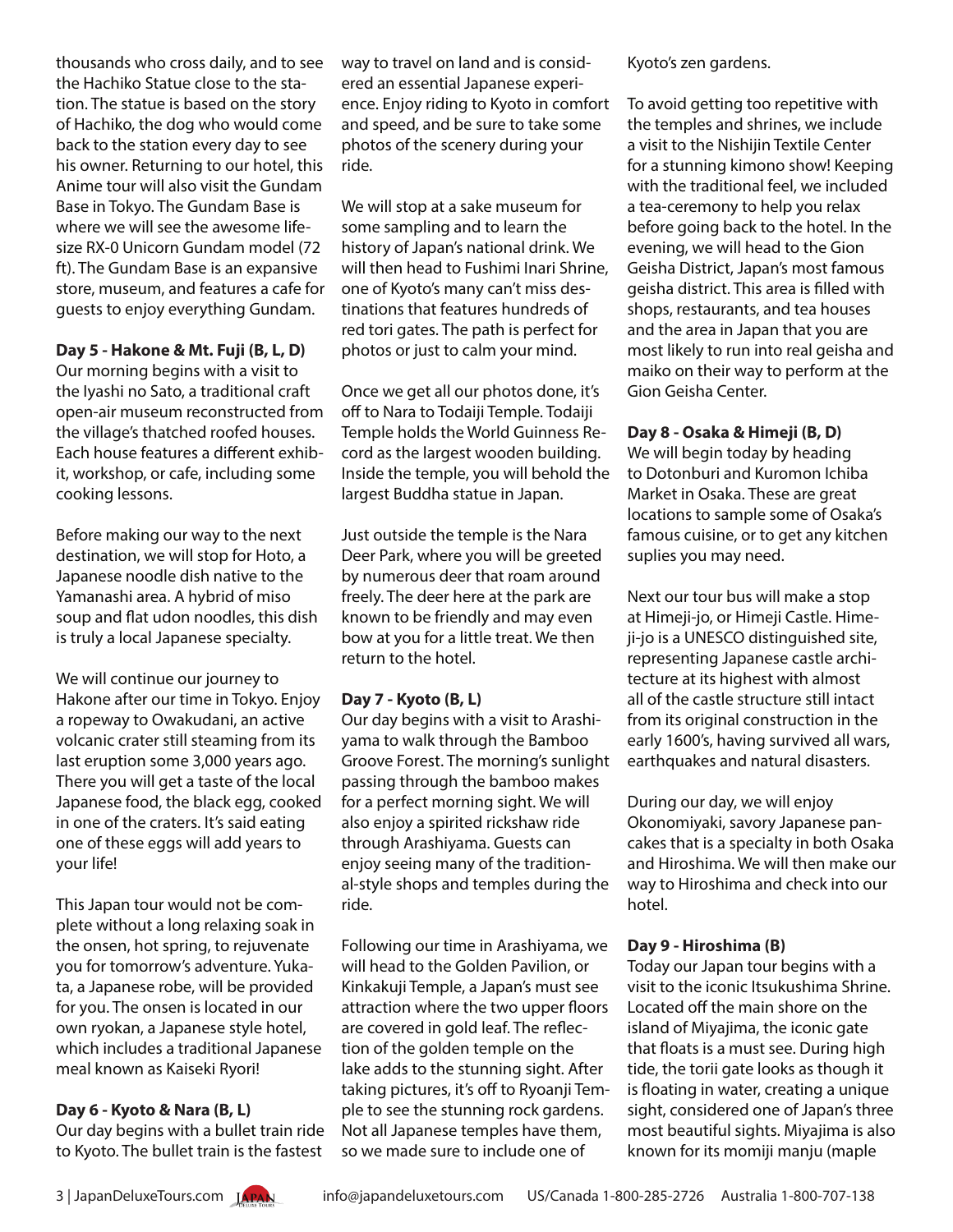thousands who cross daily, and to see the Hachiko Statue close to the station. The statue is based on the story of Hachiko, the dog who would come back to the station every day to see his owner. Returning to our hotel, this Anime tour will also visit the Gundam Base in Tokyo. The Gundam Base is where we will see the awesome life-size RX-0 Unicorn Gundam model (72 ft). The Gundam Base is an expansive store, museum, and features a cafe for guests to enjoy everything Gundam.

**Day 5 - Hakone & Mt. Fuji (B, L, D)**
Our morning begins with a visit to the Iyashi no Sato, a traditional craft open-air museum reconstructed from the village's thatched roofed houses. Each house features a different exhibit, workshop, or cafe, including some cooking lessons.

Before making our way to the next destination, we will stop for Hoto, a Japanese noodle dish native to the Yamanashi area. A hybrid of miso soup and flat udon noodles, this dish is truly a local Japanese specialty.

We will continue our journey to Hakone after our time in Tokyo. Enjoy a ropeway to Owakudani, an active volcanic crater still steaming from its last eruption some 3,000 years ago. There you will get a taste of the local Japanese food, the black egg, cooked in one of the craters. It's said eating one of these eggs will add years to your life!

This Japan tour would not be complete without a long relaxing soak in the onsen, hot spring, to rejuvenate you for tomorrow's adventure. Yukata, a Japanese robe, will be provided for you. The onsen is located in our own ryokan, a Japanese style hotel, which includes a traditional Japanese meal known as Kaiseki Ryori!

**Day 6 - Kyoto & Nara (B, L)**
Our day begins with a bullet train ride to Kyoto. The bullet train is the fastest way to travel on land and is considered an essential Japanese experience. Enjoy riding to Kyoto in comfort and speed, and be sure to take some photos of the scenery during your ride.

We will stop at a sake museum for some sampling and to learn the history of Japan's national drink. We will then head to Fushimi Inari Shrine, one of Kyoto's many can't miss destinations that features hundreds of red tori gates. The path is perfect for photos or just to calm your mind.

Once we get all our photos done, it's off to Nara to Todaiji Temple. Todaiji Temple holds the World Guinness Record as the largest wooden building. Inside the temple, you will behold the largest Buddha statue in Japan.

Just outside the temple is the Nara Deer Park, where you will be greeted by numerous deer that roam around freely. The deer here at the park are known to be friendly and may even bow at you for a little treat. We then return to the hotel.

**Day 7 - Kyoto (B, L)**
Our day begins with a visit to Arashiyama to walk through the Bamboo Groove Forest. The morning's sunlight passing through the bamboo makes for a perfect morning sight. We will also enjoy a spirited rickshaw ride through Arashiyama. Guests can enjoy seeing many of the traditional-style shops and temples during the ride.

Following our time in Arashiyama, we will head to the Golden Pavilion, or Kinkakuji Temple, a Japan's must see attraction where the two upper floors are covered in gold leaf. The reflection of the golden temple on the lake adds to the stunning sight. After taking pictures, it's off to Ryoanji Temple to see the stunning rock gardens. Not all Japanese temples have them, so we made sure to include one of Kyoto's zen gardens.

To avoid getting too repetitive with the temples and shrines, we include a visit to the Nishijin Textile Center for a stunning kimono show! Keeping with the traditional feel, we included a tea-ceremony to help you relax before going back to the hotel. In the evening, we will head to the Gion Geisha District, Japan's most famous geisha district. This area is filled with shops, restaurants, and tea houses and the area in Japan that you are most likely to run into real geisha and maiko on their way to perform at the Gion Geisha Center.

**Day 8 - Osaka & Himeji (B, D)**
We will begin today by heading to Dotonburi and Kuromon Ichiba Market in Osaka. These are great locations to sample some of Osaka's famous cuisine, or to get any kitchen suplies you may need.

Next our tour bus will make a stop at Himeji-jo, or Himeji Castle. Himeji-jo is a UNESCO distinguished site, representing Japanese castle architecture at its highest with almost all of the castle structure still intact from its original construction in the early 1600's, having survived all wars, earthquakes and natural disasters.

During our day, we will enjoy Okonomiyaki, savory Japanese pancakes that is a specialty in both Osaka and Hiroshima. We will then make our way to Hiroshima and check into our hotel.

**Day 9 - Hiroshima (B)**
Today our Japan tour begins with a visit to the iconic Itsukushima Shrine. Located off the main shore on the island of Miyajima, the iconic gate that floats is a must see. During high tide, the torii gate looks as though it is floating in water, creating a unique sight, considered one of Japan's three most beautiful sights. Miyajima is also known for its momiji manju (maple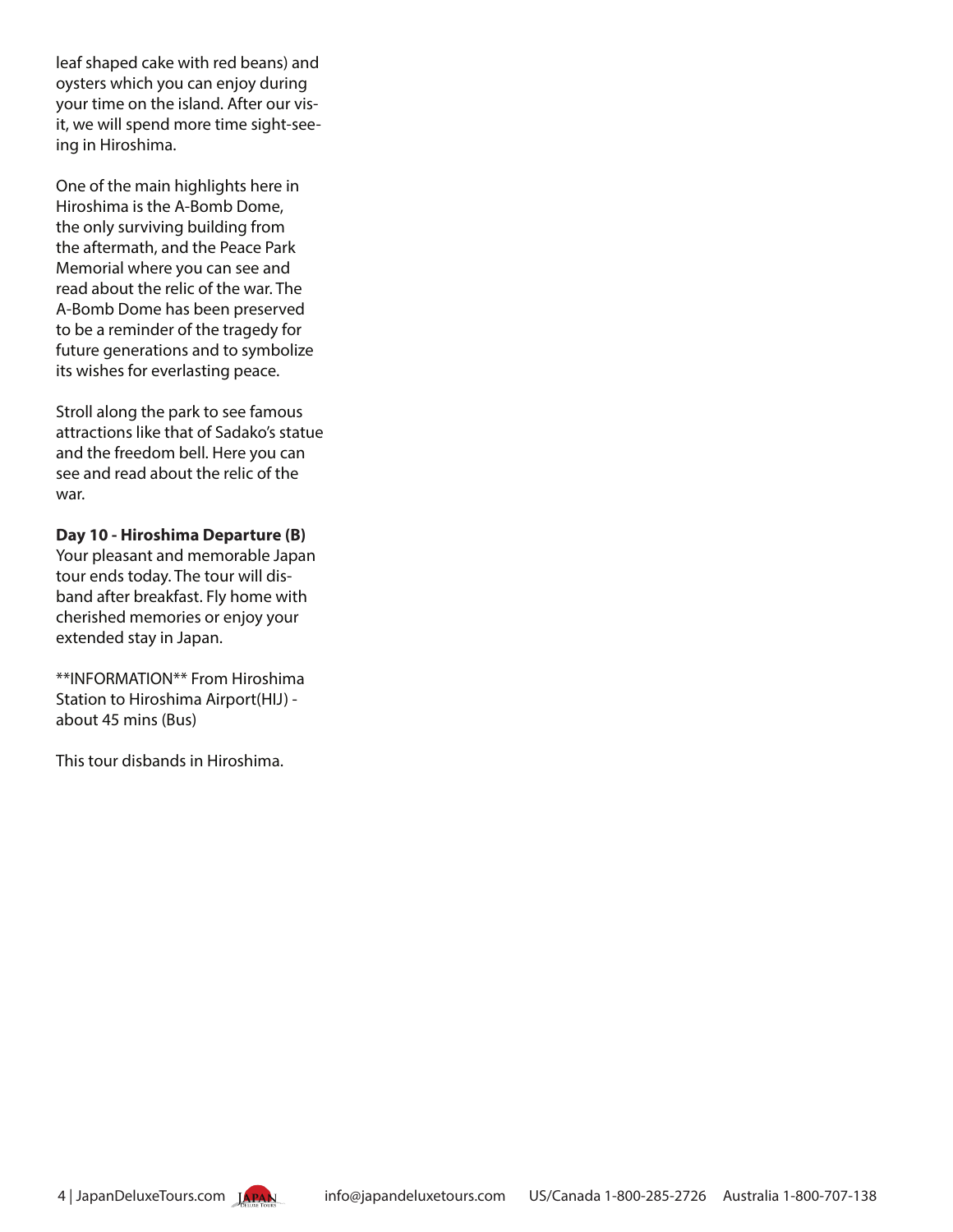leaf shaped cake with red beans) and oysters which you can enjoy during your time on the island. After our visit, we will spend more time sight-seeing in Hiroshima.

One of the main highlights here in Hiroshima is the A-Bomb Dome, the only surviving building from the aftermath, and the Peace Park Memorial where you can see and read about the relic of the war. The A-Bomb Dome has been preserved to be a reminder of the tragedy for future generations and to symbolize its wishes for everlasting peace.

Stroll along the park to see famous attractions like that of Sadako's statue and the freedom bell. Here you can see and read about the relic of the war.

**Day 10 - Hiroshima Departure (B)**
Your pleasant and memorable Japan tour ends today. The tour will disband after breakfast. Fly home with cherished memories or enjoy your extended stay in Japan.

**INFORMATION** From Hiroshima Station to Hiroshima Airport(HIJ) - about 45 mins (Bus)

This tour disbands in Hiroshima.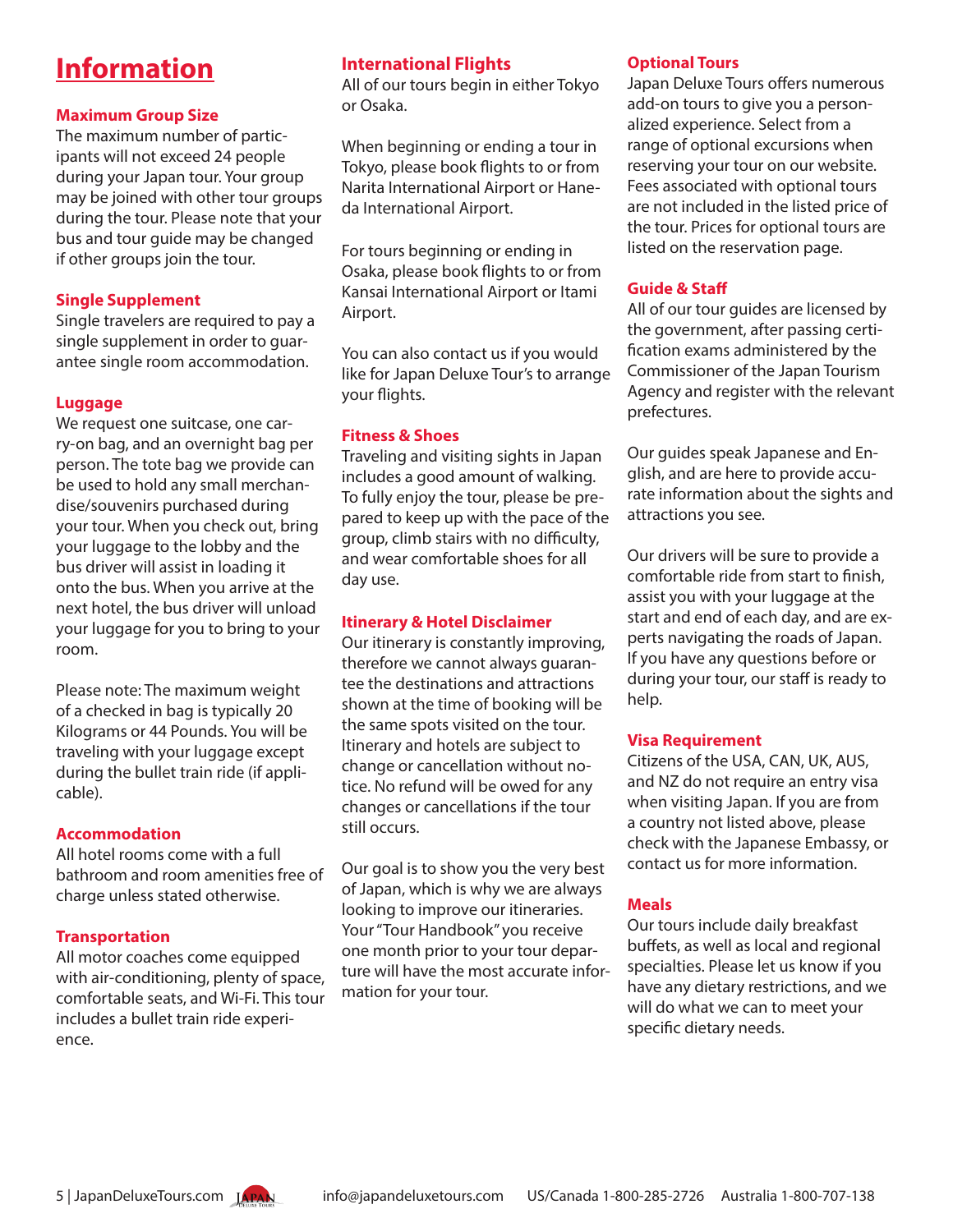# Information

### Maximum Group Size

The maximum number of participants will not exceed 24 people during your Japan tour. Your group may be joined with other tour groups during the tour. Please note that your bus and tour guide may be changed if other groups join the tour.

### Single Supplement

Single travelers are required to pay a single supplement in order to guarantee single room accommodation.

### Luggage

We request one suitcase, one carry-on bag, and an overnight bag per person. The tote bag we provide can be used to hold any small merchandise/souvenirs purchased during your tour. When you check out, bring your luggage to the lobby and the bus driver will assist in loading it onto the bus. When you arrive at the next hotel, the bus driver will unload your luggage for you to bring to your room.

Please note: The maximum weight of a checked in bag is typically 20 Kilograms or 44 Pounds. You will be traveling with your luggage except during the bullet train ride (if applicable).

### Accommodation

All hotel rooms come with a full bathroom and room amenities free of charge unless stated otherwise.

### Transportation

All motor coaches come equipped with air-conditioning, plenty of space, comfortable seats, and Wi-Fi. This tour includes a bullet train ride experience.

### International Flights

All of our tours begin in either Tokyo or Osaka.

When beginning or ending a tour in Tokyo, please book flights to or from Narita International Airport or Haneda International Airport.

For tours beginning or ending in Osaka, please book flights to or from Kansai International Airport or Itami Airport.

You can also contact us if you would like for Japan Deluxe Tour's to arrange your flights.

### Fitness & Shoes

Traveling and visiting sights in Japan includes a good amount of walking. To fully enjoy the tour, please be prepared to keep up with the pace of the group, climb stairs with no difficulty, and wear comfortable shoes for all day use.

### Itinerary & Hotel Disclaimer

Our itinerary is constantly improving, therefore we cannot always guarantee the destinations and attractions shown at the time of booking will be the same spots visited on the tour. Itinerary and hotels are subject to change or cancellation without notice. No refund will be owed for any changes or cancellations if the tour still occurs.

Our goal is to show you the very best of Japan, which is why we are always looking to improve our itineraries. Your "Tour Handbook" you receive one month prior to your tour departure will have the most accurate information for your tour.

### Optional Tours

Japan Deluxe Tours offers numerous add-on tours to give you a personalized experience. Select from a range of optional excursions when reserving your tour on our website. Fees associated with optional tours are not included in the listed price of the tour. Prices for optional tours are listed on the reservation page.

### Guide & Staff

All of our tour guides are licensed by the government, after passing certification exams administered by the Commissioner of the Japan Tourism Agency and register with the relevant prefectures.

Our guides speak Japanese and English, and are here to provide accurate information about the sights and attractions you see.

Our drivers will be sure to provide a comfortable ride from start to finish, assist you with your luggage at the start and end of each day, and are experts navigating the roads of Japan. If you have any questions before or during your tour, our staff is ready to help.

### Visa Requirement

Citizens of the USA, CAN, UK, AUS, and NZ do not require an entry visa when visiting Japan. If you are from a country not listed above, please check with the Japanese Embassy, or contact us for more information.

### Meals

Our tours include daily breakfast buffets, as well as local and regional specialties. Please let us know if you have any dietary restrictions, and we will do what we can to meet your specific dietary needs.

JapanDeluxeTours.com info@japandeluxetours.com US/Canada 1-800-285-2726 Australia 1-800-707-138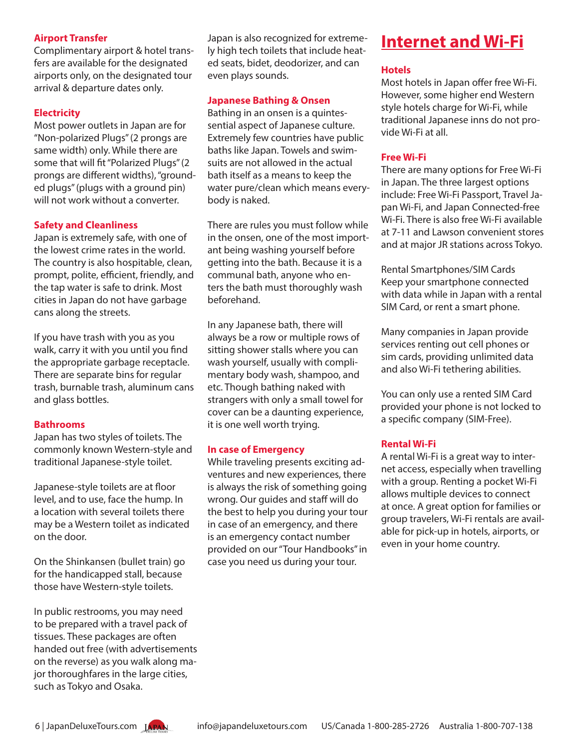### Airport Transfer

Complimentary airport & hotel transfers are available for the designated airports only, on the designated tour arrival & departure dates only.

### Electricity

Most power outlets in Japan are for "Non-polarized Plugs" (2 prongs are same width) only. While there are some that will fit "Polarized Plugs" (2 prongs are different widths), "grounded plugs" (plugs with a ground pin) will not work without a converter.

### Safety and Cleanliness

Japan is extremely safe, with one of the lowest crime rates in the world. The country is also hospitable, clean, prompt, polite, efficient, friendly, and the tap water is safe to drink. Most cities in Japan do not have garbage cans along the streets.

If you have trash with you as you walk, carry it with you until you find the appropriate garbage receptacle. There are separate bins for regular trash, burnable trash, aluminum cans and glass bottles.

### Bathrooms

Japan has two styles of toilets. The commonly known Western-style and traditional Japanese-style toilet.

Japanese-style toilets are at floor level, and to use, face the hump. In a location with several toilets there may be a Western toilet as indicated on the door.

On the Shinkansen (bullet train) go for the handicapped stall, because those have Western-style toilets.

In public restrooms, you may need to be prepared with a travel pack of tissues. These packages are often handed out free (with advertisements on the reverse) as you walk along major thoroughfares in the large cities, such as Tokyo and Osaka.

Japan is also recognized for extremely high tech toilets that include heated seats, bidet, deodorizer, and can even plays sounds.

### Japanese Bathing & Onsen

Bathing in an onsen is a quintessential aspect of Japanese culture. Extremely few countries have public baths like Japan. Towels and swimsuits are not allowed in the actual bath itself as a means to keep the water pure/clean which means everybody is naked.

There are rules you must follow while in the onsen, one of the most important being washing yourself before getting into the bath. Because it is a communal bath, anyone who enters the bath must thoroughly wash beforehand.

In any Japanese bath, there will always be a row or multiple rows of sitting shower stalls where you can wash yourself, usually with complimentary body wash, shampoo, and etc. Though bathing naked with strangers with only a small towel for cover can be a daunting experience, it is one well worth trying.

### In case of Emergency

While traveling presents exciting adventures and new experiences, there is always the risk of something going wrong. Our guides and staff will do the best to help you during your tour in case of an emergency, and there is an emergency contact number provided on our "Tour Handbooks" in case you need us during your tour.

## Internet and Wi-Fi

### Hotels

Most hotels in Japan offer free Wi-Fi. However, some higher end Western style hotels charge for Wi-Fi, while traditional Japanese inns do not provide Wi-Fi at all.

### Free Wi-Fi

There are many options for Free Wi-Fi in Japan. The three largest options include: Free Wi-Fi Passport, Travel Japan Wi-Fi, and Japan Connected-free Wi-Fi. There is also free Wi-Fi available at 7-11 and Lawson convenient stores and at major JR stations across Tokyo.

Rental Smartphones/SIM Cards
Keep your smartphone connected with data while in Japan with a rental SIM Card, or rent a smart phone.

Many companies in Japan provide services renting out cell phones or sim cards, providing unlimited data and also Wi-Fi tethering abilities.

You can only use a rented SIM Card provided your phone is not locked to a specific company (SIM-Free).

### Rental Wi-Fi

A rental Wi-Fi is a great way to internet access, especially when travelling with a group. Renting a pocket Wi-Fi allows multiple devices to connect at once. A great option for families or group travelers, Wi-Fi rentals are available for pick-up in hotels, airports, or even in your home country.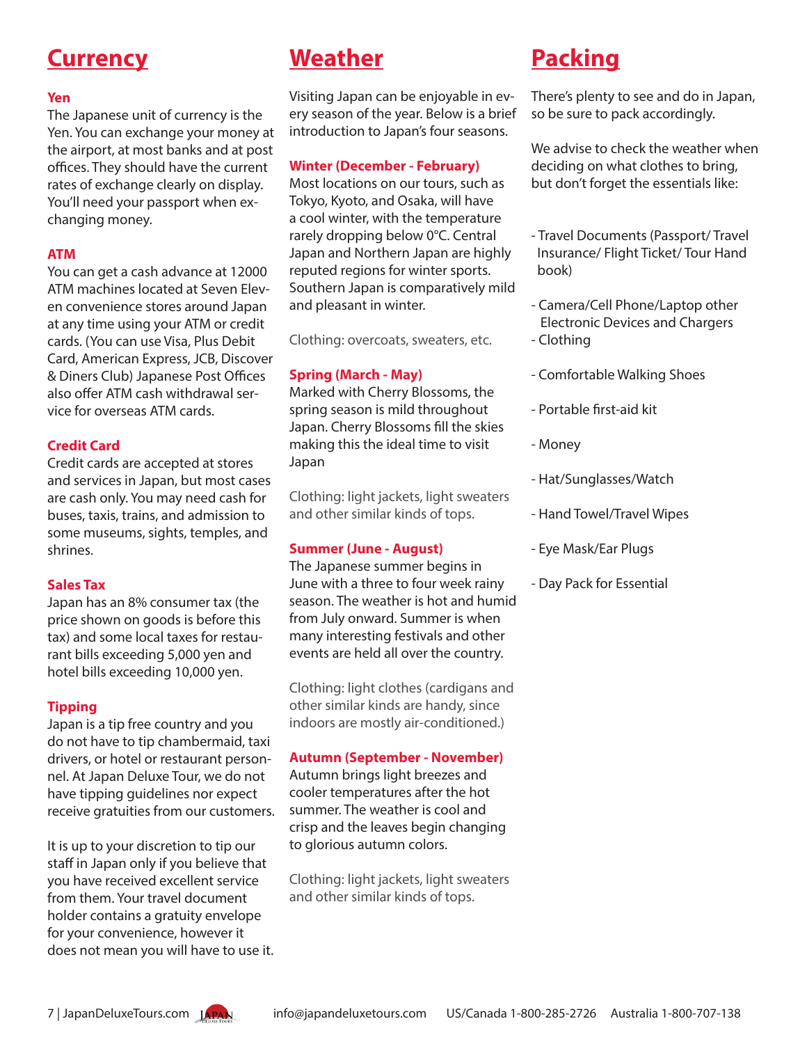# Currency

### Yen

The Japanese unit of currency is the Yen. You can exchange your money at the airport, at most banks and at post offices. They should have the current rates of exchange clearly on display. You'll need your passport when exchanging money.

### ATM

You can get a cash advance at 12000 ATM machines located at Seven Eleven convenience stores around Japan at any time using your ATM or credit cards. (You can use Visa, Plus Debit Card, American Express, JCB, Discover & Diners Club) Japanese Post Offices also offer ATM cash withdrawal service for overseas ATM cards.

### Credit Card

Credit cards are accepted at stores and services in Japan, but most cases are cash only. You may need cash for buses, taxis, trains, and admission to some museums, sights, temples, and shrines.

### Sales Tax

Japan has an 8% consumer tax (the price shown on goods is before this tax) and some local taxes for restaurant bills exceeding 5,000 yen and hotel bills exceeding 10,000 yen.

### Tipping

Japan is a tip free country and you do not have to tip chambermaid, taxi drivers, or hotel or restaurant personnel. At Japan Deluxe Tour, we do not have tipping guidelines nor expect receive gratuities from our customers.

It is up to your discretion to tip our staff in Japan only if you believe that you have received excellent service from them. Your travel document holder contains a gratuity envelope for your convenience, however it does not mean you will have to use it.

# Weather

Visiting Japan can be enjoyable in every season of the year. Below is a brief introduction to Japan's four seasons.

### Winter (December - February)

Most locations on our tours, such as Tokyo, Kyoto, and Osaka, will have a cool winter, with the temperature rarely dropping below 0°C. Central Japan and Northern Japan are highly reputed regions for winter sports. Southern Japan is comparatively mild and pleasant in winter.

Clothing: overcoats, sweaters, etc.

### Spring (March - May)

Marked with Cherry Blossoms, the spring season is mild throughout Japan. Cherry Blossoms fill the skies making this the ideal time to visit Japan

Clothing: light jackets, light sweaters and other similar kinds of tops.

### Summer (June - August)

The Japanese summer begins in June with a three to four week rainy season. The weather is hot and humid from July onward. Summer is when many interesting festivals and other events are held all over the country.

Clothing: light clothes (cardigans and other similar kinds are handy, since indoors are mostly air-conditioned.)

### Autumn (September - November)

Autumn brings light breezes and cooler temperatures after the hot summer. The weather is cool and crisp and the leaves begin changing to glorious autumn colors.

Clothing: light jackets, light sweaters and other similar kinds of tops.

# Packing

There's plenty to see and do in Japan, so be sure to pack accordingly.

We advise to check the weather when deciding on what clothes to bring, but don't forget the essentials like:

- Travel Documents (Passport/ Travel Insurance/ Flight Ticket/ Tour Hand book)
- Camera/Cell Phone/Laptop other Electronic Devices and Chargers
- Clothing
- Comfortable Walking Shoes
- Portable first-aid kit
- Money
- Hat/Sunglasses/Watch
- Hand Towel/Travel Wipes
- Eye Mask/Ear Plugs
- Day Pack for Essential

JapanDeluxeTours.com info@japandeluxetours.com US/Canada 1-800-285-2726 Australia 1-800-707-138